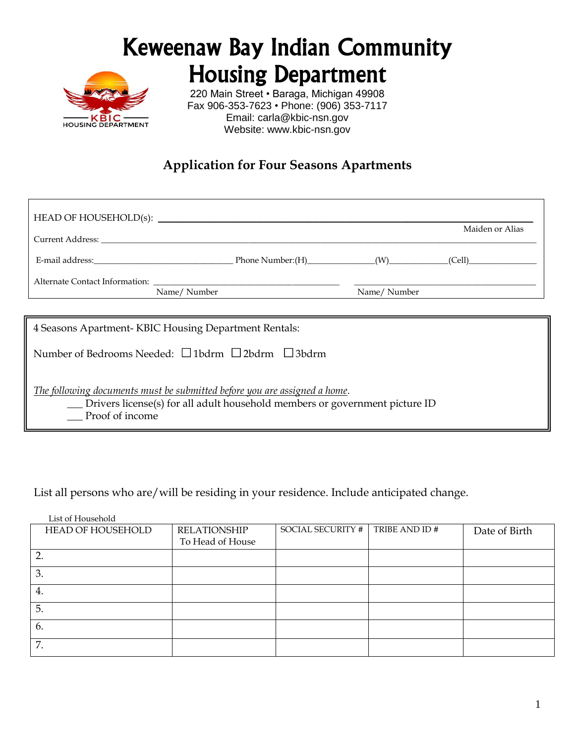# Keweenaw Bay Indian Community Housing Department

220 Main Street • Baraga, Michigan 49908
Fax 906-353-7623 • Phone: (906) 353-7117
Email: carla@kbic-nsn.gov
Website: www.kbic-nsn.gov

## Application for Four Seasons Apartments

HEAD OF HOUSEHOLD(s): ______________________________________________ Maiden or Alias

Current Address: ______________________________________________

E-mail address:______________________ Phone Number:(H)______________(W)____________(Cell)______________

Alternate Contact Information: ______________________________ ______________________________
Name/ Number Name/ Number

---

4 Seasons Apartment- KBIC Housing Department Rentals:

Number of Bedrooms Needed: ☐1bdrm ☐2bdrm ☐3bdrm

*The following documents must be submitted before you are assigned a home.*

___ Drivers license(s) for all adult household members or government picture ID
___ Proof of income

---

List all persons who are/will be residing in your residence. Include anticipated change.

List of Household

| HEAD OF HOUSEHOLD | RELATIONSHIP To Head of House | SOCIAL SECURITY # | TRIBE AND ID # | Date of Birth |
|---|---|---|---|---|
| 2. | | | | |
| 3. | | | | |
| 4. | | | | |
| 5. | | | | |
| 6. | | | | |
| 7. | | | | |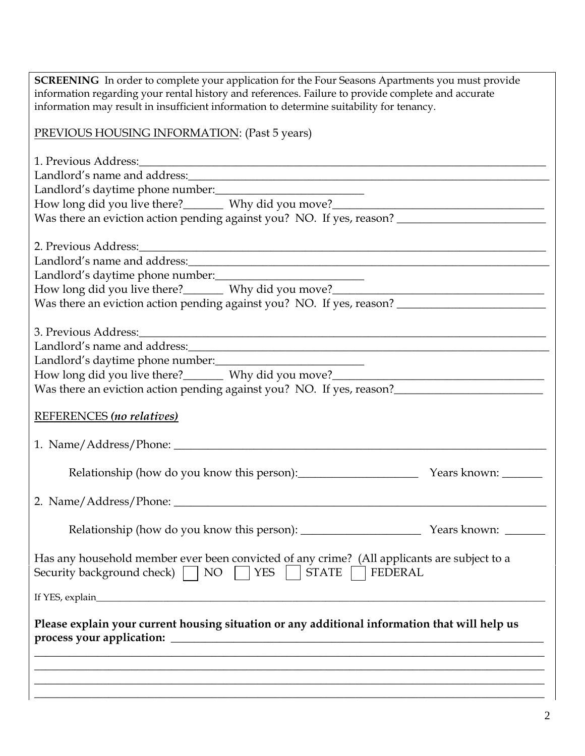**SCREENING** In order to complete your application for the Four Seasons Apartments you must provide information regarding your rental history and references. Failure to provide complete and accurate information may result in insufficient information to determine suitability for tenancy.

PREVIOUS HOUSING INFORMATION: (Past 5 years)

1. Previous Address:______________________________________________________________
Landlord's name and address:_______________________________________________________
Landlord's daytime phone number:__________________________
How long did you live there?_______ Why did you move?_____________________________________
Was there an eviction action pending against you? NO. If yes, reason? __________________________

2. Previous Address:______________________________________________________________
Landlord's name and address:_______________________________________________________
Landlord's daytime phone number:__________________________
How long did you live there?_______ Why did you move?_____________________________________
Was there an eviction action pending against you? NO. If yes, reason? __________________________

3. Previous Address:______________________________________________________________
Landlord's name and address:_______________________________________________________
Landlord's daytime phone number:__________________________
How long did you live there?_______ Why did you move?_____________________________________
Was there an eviction action pending against you? NO. If yes, reason?__________________________

REFERENCES ***(no relatives)***

1. Name/Address/Phone: ____________________________________________________________

Relationship (how do you know this person):_____________________ Years known: _______

2. Name/Address/Phone: ____________________________________________________________

Relationship (how do you know this person): _____________________ Years known: _______

Has any household member ever been convicted of any crime? (All applicants are subject to a Security background check) ☐ NO ☐ YES ☐ STATE ☐ FEDERAL

If YES, explain______________________________________________________________________

**Please explain your current housing situation or any additional information that will help us process your application:** ______________________________________________________________
_____________________________________________________________________________________
_____________________________________________________________________________________
_____________________________________________________________________________________
_____________________________________________________________________________________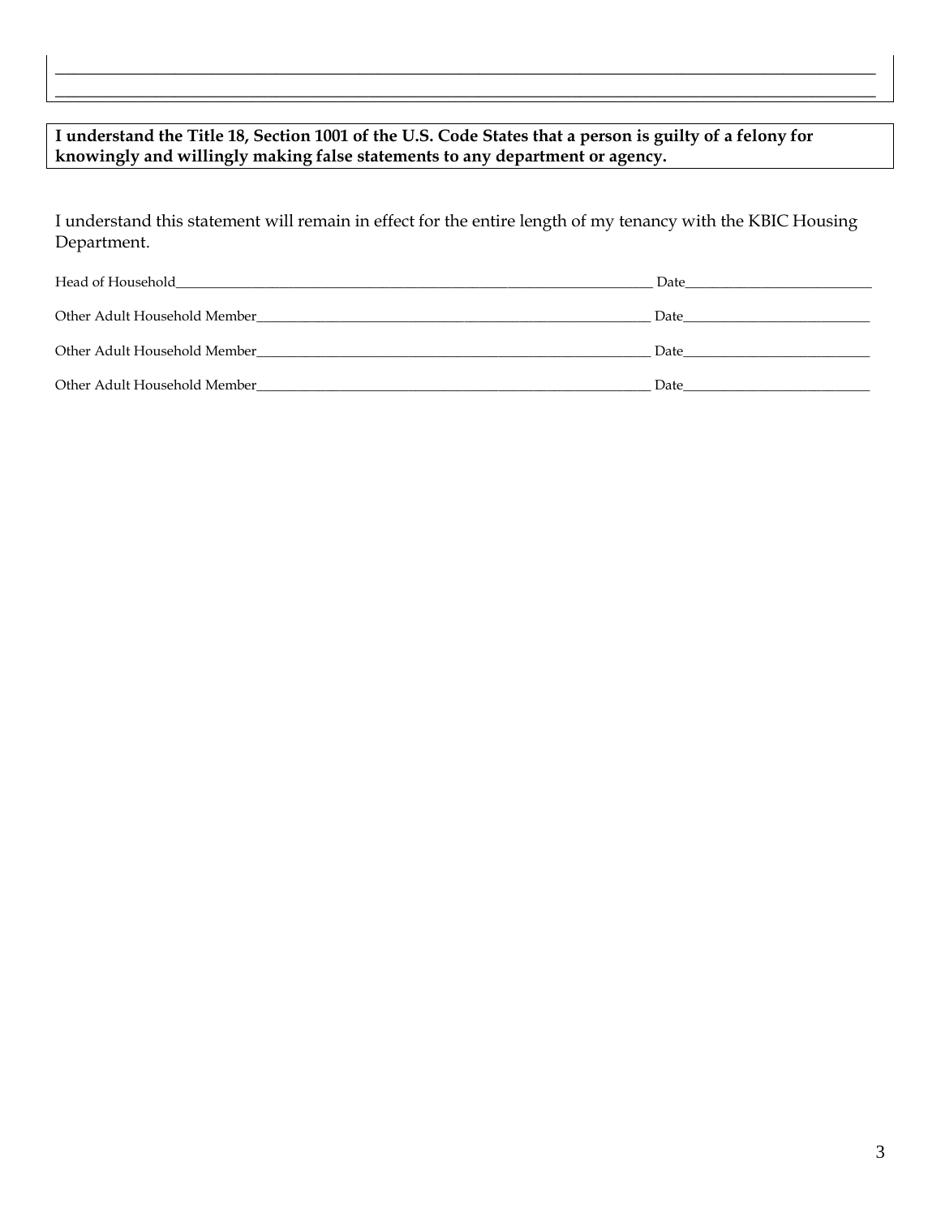\_\_\_\_\_\_\_\_\_\_\_\_\_\_\_\_\_\_\_\_\_\_\_\_\_\_\_\_\_\_\_\_\_\_\_\_\_\_\_\_\_\_\_\_\_\_\_\_\_\_\_\_\_\_\_\_\_\_\_\_\_\_\_\_\_\_\_\_\_\_\_\_\_\_\_\_\_\_\_\_

\_\_\_\_\_\_\_\_\_\_\_\_\_\_\_\_\_\_\_\_\_\_\_\_\_\_\_\_\_\_\_\_\_\_\_\_\_\_\_\_\_\_\_\_\_\_\_\_\_\_\_\_\_\_\_\_\_\_\_\_\_\_\_\_\_\_\_\_\_\_\_\_\_\_\_\_\_\_\_\_

**I understand the Title 18, Section 1001 of the U.S. Code States that a person is guilty of a felony for knowingly and willingly making false statements to any department or agency.**

I understand this statement will remain in effect for the entire length of my tenancy with the KBIC Housing Department.

Head of Household\_\_\_\_\_\_\_\_\_\_\_\_\_\_\_\_\_\_\_\_\_\_\_\_\_\_\_\_\_\_\_\_\_\_\_\_\_\_\_\_\_\_\_\_ Date\_\_\_\_\_\_\_\_\_\_\_\_\_\_\_\_\_\_\_\_

Other Adult Household Member\_\_\_\_\_\_\_\_\_\_\_\_\_\_\_\_\_\_\_\_\_\_\_\_\_\_\_\_\_\_\_\_\_\_\_\_ Date\_\_\_\_\_\_\_\_\_\_\_\_\_\_\_\_\_\_\_\_

Other Adult Household Member\_\_\_\_\_\_\_\_\_\_\_\_\_\_\_\_\_\_\_\_\_\_\_\_\_\_\_\_\_\_\_\_\_\_\_\_ Date\_\_\_\_\_\_\_\_\_\_\_\_\_\_\_\_\_\_\_\_

Other Adult Household Member\_\_\_\_\_\_\_\_\_\_\_\_\_\_\_\_\_\_\_\_\_\_\_\_\_\_\_\_\_\_\_\_\_\_\_\_ Date\_\_\_\_\_\_\_\_\_\_\_\_\_\_\_\_\_\_\_\_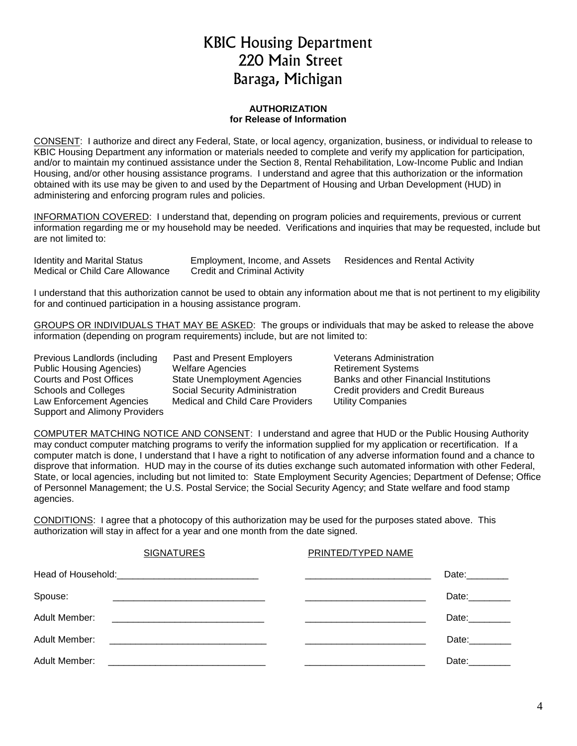# KBIC Housing Department
# 220 Main Street
# Baraga, Michigan

**AUTHORIZATION**
**for Release of Information**

CONSENT: I authorize and direct any Federal, State, or local agency, organization, business, or individual to release to KBIC Housing Department any information or materials needed to complete and verify my application for participation, and/or to maintain my continued assistance under the Section 8, Rental Rehabilitation, Low-Income Public and Indian Housing, and/or other housing assistance programs. I understand and agree that this authorization or the information obtained with its use may be given to and used by the Department of Housing and Urban Development (HUD) in administering and enforcing program rules and policies.

INFORMATION COVERED: I understand that, depending on program policies and requirements, previous or current information regarding me or my household may be needed. Verifications and inquiries that may be requested, include but are not limited to:

| | | |
|---|---|---|
| Identity and Marital Status | Employment, Income, and Assets | Residences and Rental Activity |
| Medical or Child Care Allowance | Credit and Criminal Activity | |

I understand that this authorization cannot be used to obtain any information about me that is not pertinent to my eligibility for and continued participation in a housing assistance program.

GROUPS OR INDIVIDUALS THAT MAY BE ASKED: The groups or individuals that may be asked to release the above information (depending on program requirements) include, but are not limited to:

| | | |
|---|---|---|
| Previous Landlords (including Public Housing Agencies) | Past and Present Employers | Veterans Administration |
| | Welfare Agencies | Retirement Systems |
| Courts and Post Offices | State Unemployment Agencies | Banks and other Financial Institutions |
| Schools and Colleges | Social Security Administration | Credit providers and Credit Bureaus |
| Law Enforcement Agencies | Medical and Child Care Providers | Utility Companies |
| Support and Alimony Providers | | |

COMPUTER MATCHING NOTICE AND CONSENT: I understand and agree that HUD or the Public Housing Authority may conduct computer matching programs to verify the information supplied for my application or recertification. If a computer match is done, I understand that I have a right to notification of any adverse information found and a chance to disprove that information. HUD may in the course of its duties exchange such automated information with other Federal, State, or local agencies, including but not limited to: State Employment Security Agencies; Department of Defense; Office of Personnel Management; the U.S. Postal Service; the Social Security Agency; and State welfare and food stamp agencies.

CONDITIONS: I agree that a photocopy of this authorization may be used for the purposes stated above. This authorization will stay in affect for a year and one month from the date signed.

| | SIGNATURES | PRINTED/TYPED NAME | |
|---|---|---|---|
| Head of Household: | ___________________________ | ________________________ | Date:________ |
| Spouse: | ___________________________ | ________________________ | Date:________ |
| Adult Member: | ___________________________ | ________________________ | Date:________ |
| Adult Member: | ___________________________ | ________________________ | Date:________ |
| Adult Member: | ___________________________ | ________________________ | Date:________ |